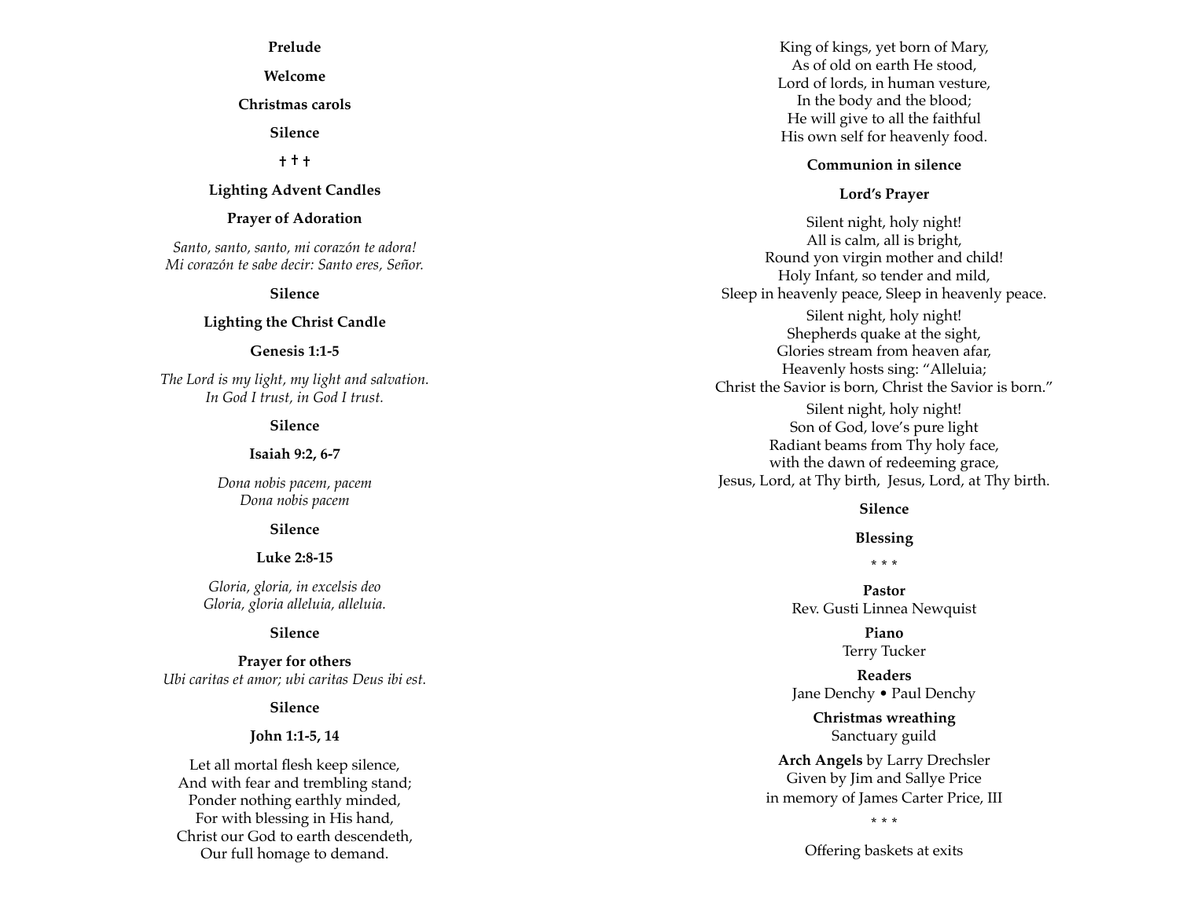**Prelude**

**Welcome**

**Christmas carols**

**Silence**

† † †

**Lighting Advent Candles**

**Prayer of Adoration**

*Santo, santo, santo, mi corazón te adora!*
*Mi corazón te sabe decir: Santo eres, Señor.*

**Silence**

**Lighting the Christ Candle**

**Genesis 1:1-5**

*The Lord is my light, my light and salvation.*
*In God I trust, in God I trust.*

**Silence**

**Isaiah 9:2, 6-7**

*Dona nobis pacem, pacem*
*Dona nobis pacem*

**Silence**

**Luke 2:8-15**

*Gloria, gloria, in excelsis deo*
*Gloria, gloria alleluia, alleluia.*

**Silence**

**Prayer for others**
*Ubi caritas et amor; ubi caritas Deus ibi est.*

**Silence**

**John 1:1-5, 14**

Let all mortal flesh keep silence,
And with fear and trembling stand;
Ponder nothing earthly minded,
For with blessing in His hand,
Christ our God to earth descendeth,
Our full homage to demand.

King of kings, yet born of Mary,
As of old on earth He stood,
Lord of lords, in human vesture,
In the body and the blood;
He will give to all the faithful
His own self for heavenly food.

**Communion in silence**

**Lord's Prayer**

Silent night, holy night!
All is calm, all is bright,
Round yon virgin mother and child!
Holy Infant, so tender and mild,
Sleep in heavenly peace, Sleep in heavenly peace.

Silent night, holy night!
Shepherds quake at the sight,
Glories stream from heaven afar,
Heavenly hosts sing: "Alleluia;
Christ the Savior is born, Christ the Savior is born."

Silent night, holy night!
Son of God, love's pure light
Radiant beams from Thy holy face,
with the dawn of redeeming grace,
Jesus, Lord, at Thy birth, Jesus, Lord, at Thy birth.

**Silence**

**Blessing**

* * *

**Pastor**
Rev. Gusti Linnea Newquist

**Piano**
Terry Tucker

**Readers**
Jane Denchy • Paul Denchy

**Christmas wreathing**
Sanctuary guild

**Arch Angels** by Larry Drechsler
Given by Jim and Sallye Price
in memory of James Carter Price, III

* * *

Offering baskets at exits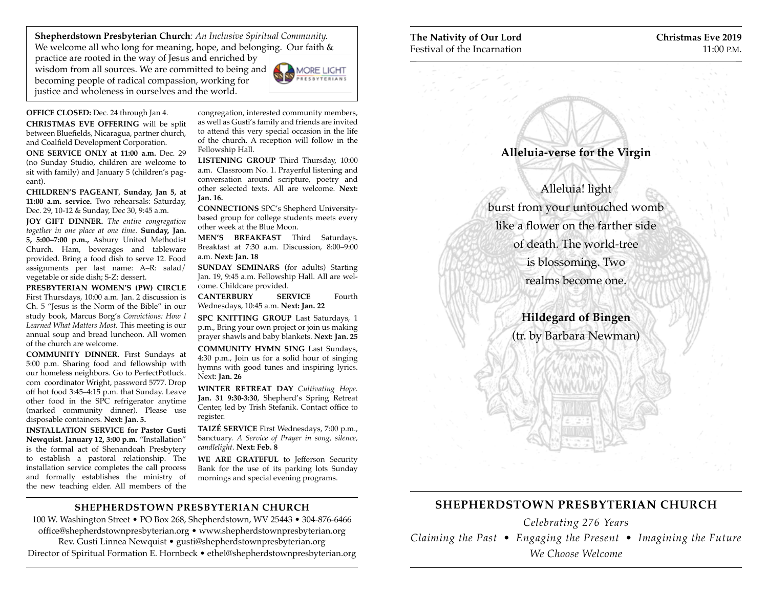**Shepherdstown Presbyterian Church**: *An Inclusive Spiritual Community.* We welcome all who long for meaning, hope, and belonging. Our faith & practice are rooted in the way of Jesus and enriched by wisdom from all sources. We are committed to being and becoming people of radical compassion, working for justice and wholeness in ourselves and the world.

MORE LIGHT PRESBYTERIANS

**OFFICE CLOSED:** Dec. 24 through Jan 4.

**CHRISTMAS EVE OFFERING** will be split between Bluefields, Nicaragua, partner church, and Coalfield Development Corporation.

**ONE SERVICE ONLY at 11:00 a.m.** Dec. 29 (no Sunday Studio, children are welcome to sit with family) and January 5 (children's pageant).

**CHILDREN'S PAGEANT**, **Sunday, Jan 5, at 11:00 a.m. service.** Two rehearsals: Saturday, Dec. 29, 10-12 & Sunday, Dec 30, 9:45 a.m.

**JOY GIFT DINNER.** *The entire congregation together in one place at one time.* **Sunday, Jan. 5, 5:00–7:00 p.m.,** Asbury United Methodist Church. Ham, beverages and tableware provided. Bring a food dish to serve 12. Food assignments per last name: A–R: salad/vegetable or side dish; S-Z: dessert.

**PRESBYTERIAN WOMEN'S (PW) CIRCLE** First Thursdays, 10:00 a.m. Jan. 2 discussion is Ch. 5 "Jesus is the Norm of the Bible" in our study book, Marcus Borg's *Convictions: How I Learned What Matters Most*. This meeting is our annual soup and bread luncheon. All women of the church are welcome.

**COMMUNITY DINNER.** First Sundays at 5:00 p.m. Sharing food and fellowship with our homeless neighbors. Go to PerfectPotluck.com coordinator Wright, password 5777. Drop off hot food 3:45–4:15 p.m. that Sunday. Leave other food in the SPC refrigerator anytime (marked community dinner). Please use disposable containers. **Next: Jan. 5.**

**INSTALLATION SERVICE for Pastor Gusti Newquist. January 12, 3:00 p.m.** "Installation" is the formal act of Shenandoah Presbytery to establish a pastoral relationship. The installation service completes the call process and formally establishes the ministry of the new teaching elder. All members of the congregation, interested community members, as well as Gusti's family and friends are invited to attend this very special occasion in the life of the church. A reception will follow in the Fellowship Hall.

**LISTENING GROUP** Third Thursday, 10:00 a.m. Classroom No. 1. Prayerful listening and conversation around scripture, poetry and other selected texts. All are welcome. **Next: Jan. 16.**

**CONNECTIONS** SPC's Shepherd University-based group for college students meets every other week at the Blue Moon.

**MEN'S BREAKFAST** Third Saturdays**.** Breakfast at 7:30 a.m. Discussion, 8:00–9:00 a.m. **Next: Jan. 18**

**SUNDAY SEMINARS** (for adults) Starting Jan. 19, 9:45 a.m. Fellowship Hall. All are welcome. Childcare provided.

**CANTERBURY SERVICE** Fourth Wednesdays, 10:45 a.m. **Next: Jan. 22**

**SPC KNITTING GROUP** Last Saturdays, 1 p.m., Bring your own project or join us making prayer shawls and baby blankets. **Next: Jan. 25**

**COMMUNITY HYMN SING** Last Sundays, 4:30 p.m., Join us for a solid hour of singing hymns with good tunes and inspiring lyrics. Next: **Jan. 26**

**WINTER RETREAT DAY** *Cultivating Hope.* **Jan. 31 9:30-3:30**, Shepherd's Spring Retreat Center, led by Trish Stefanik. Contact office to register.

**TAIZÉ SERVICE** First Wednesdays, 7:00 p.m., Sanctuary. *A Service of Prayer in song, silence, candlelight*. **Next: Feb. 8**

**WE ARE GRATEFUL** to Jefferson Security Bank for the use of its parking lots Sunday mornings and special evening programs.

**SHEPHERDSTOWN PRESBYTERIAN CHURCH**

100 W. Washington Street • PO Box 268, Shepherdstown, WV 25443 • 304-876-6466
office@shepherdstownpresbyterian.org • www.shepherdstownpresbyterian.org
Rev. Gusti Linnea Newquist • gusti@shepherdstownpresbyterian.org
Director of Spiritual Formation E. Hornbeck • ethel@shepherdstownpresbyterian.org

**The Nativity of Our Lord** — **Christmas Eve 2019**
Festival of the Incarnation — 11:00 P.M.

**Alleluia-verse for the Virgin**

Alleluia! light
burst from your untouched womb
like a flower on the farther side
of death. The world-tree
is blossoming. Two
realms become one.

**Hildegard of Bingen**
(tr. by Barbara Newman)

**SHEPHERDSTOWN PRESBYTERIAN CHURCH**

*Celebrating 276 Years*
*Claiming the Past • Engaging the Present • Imagining the Future*
*We Choose Welcome*